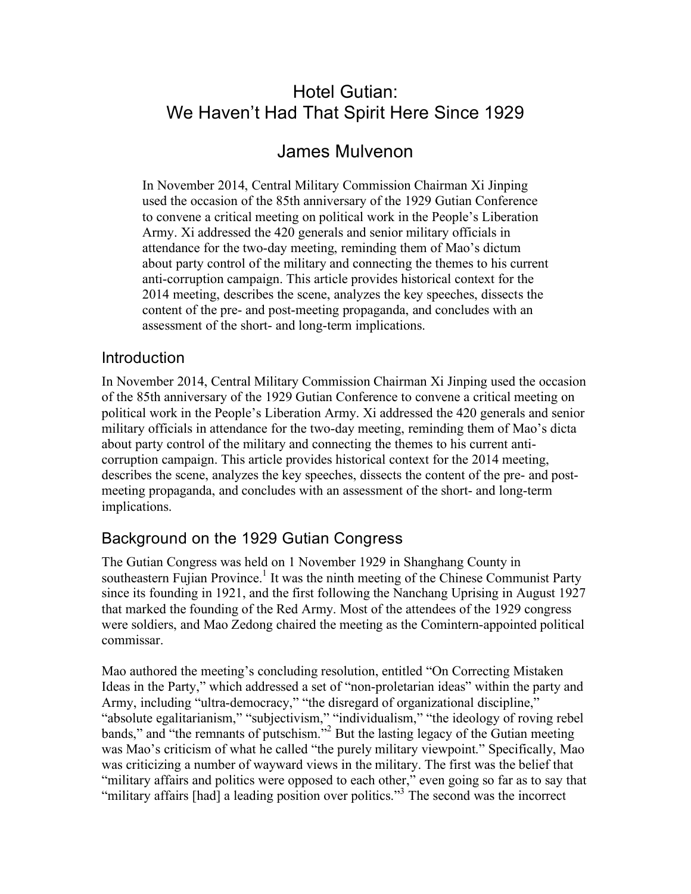# Hotel Gutian:
# We Haven't Had That Spirit Here Since 1929

## James Mulvenon

In November 2014, Central Military Commission Chairman Xi Jinping used the occasion of the 85th anniversary of the 1929 Gutian Conference to convene a critical meeting on political work in the People's Liberation Army. Xi addressed the 420 generals and senior military officials in attendance for the two-day meeting, reminding them of Mao's dictum about party control of the military and connecting the themes to his current anti-corruption campaign. This article provides historical context for the 2014 meeting, describes the scene, analyzes the key speeches, dissects the content of the pre- and post-meeting propaganda, and concludes with an assessment of the short- and long-term implications.

## Introduction

In November 2014, Central Military Commission Chairman Xi Jinping used the occasion of the 85th anniversary of the 1929 Gutian Conference to convene a critical meeting on political work in the People's Liberation Army. Xi addressed the 420 generals and senior military officials in attendance for the two-day meeting, reminding them of Mao's dicta about party control of the military and connecting the themes to his current anti-corruption campaign. This article provides historical context for the 2014 meeting, describes the scene, analyzes the key speeches, dissects the content of the pre- and post-meeting propaganda, and concludes with an assessment of the short- and long-term implications.

## Background on the 1929 Gutian Congress

The Gutian Congress was held on 1 November 1929 in Shanghang County in southeastern Fujian Province.[1] It was the ninth meeting of the Chinese Communist Party since its founding in 1921, and the first following the Nanchang Uprising in August 1927 that marked the founding of the Red Army. Most of the attendees of the 1929 congress were soldiers, and Mao Zedong chaired the meeting as the Comintern-appointed political commissar.

Mao authored the meeting's concluding resolution, entitled "On Correcting Mistaken Ideas in the Party," which addressed a set of "non-proletarian ideas" within the party and Army, including "ultra-democracy," "the disregard of organizational discipline," "absolute egalitarianism," "subjectivism," "individualism," "the ideology of roving rebel bands," and "the remnants of putschism."[2] But the lasting legacy of the Gutian meeting was Mao's criticism of what he called "the purely military viewpoint." Specifically, Mao was criticizing a number of wayward views in the military. The first was the belief that "military affairs and politics were opposed to each other," even going so far as to say that "military affairs [had] a leading position over politics."[3] The second was the incorrect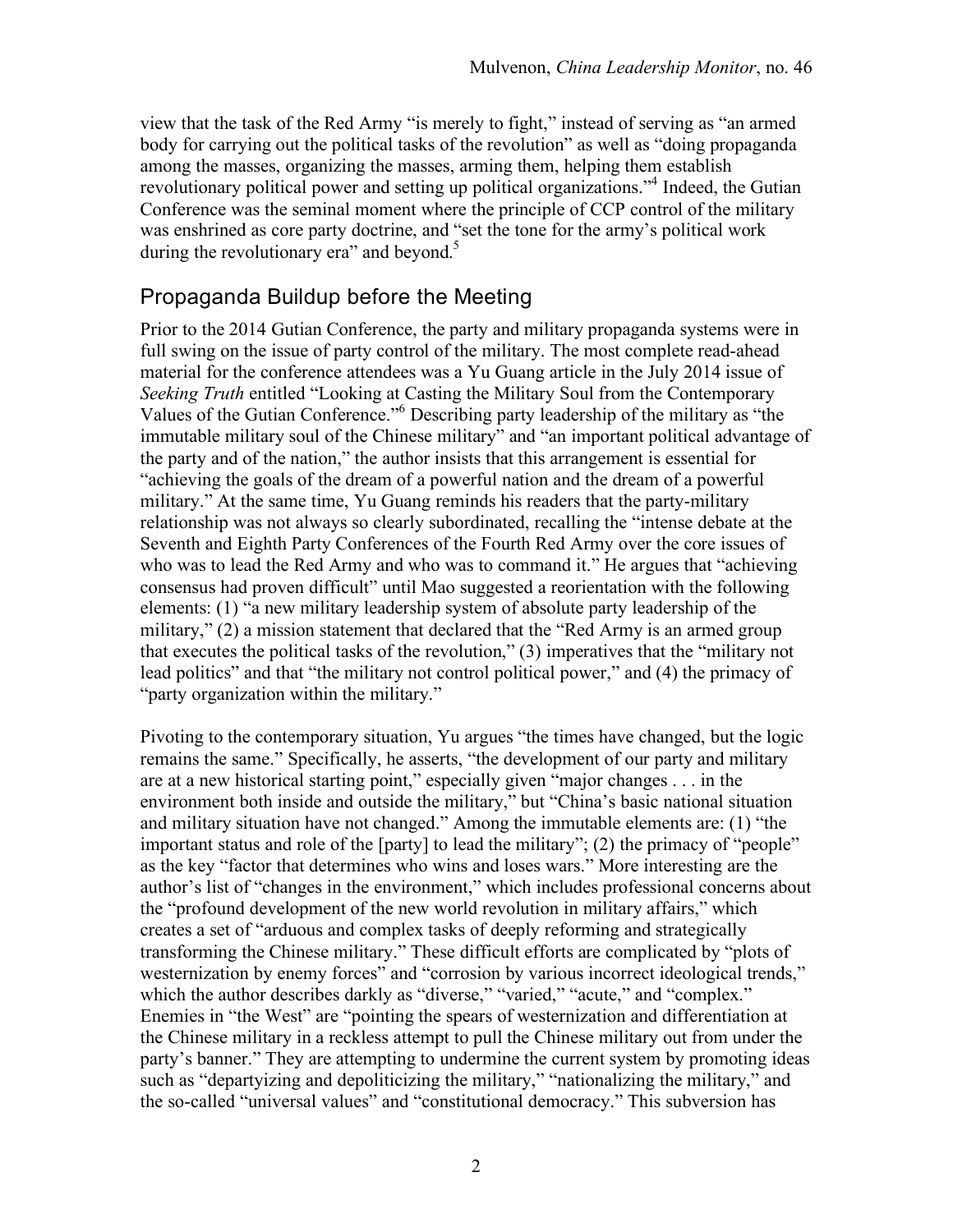view that the task of the Red Army "is merely to fight," instead of serving as "an armed body for carrying out the political tasks of the revolution" as well as "doing propaganda among the masses, organizing the masses, arming them, helping them establish revolutionary political power and setting up political organizations."[4] Indeed, the Gutian Conference was the seminal moment where the principle of CCP control of the military was enshrined as core party doctrine, and "set the tone for the army's political work during the revolutionary era" and beyond.[5]

## Propaganda Buildup before the Meeting

Prior to the 2014 Gutian Conference, the party and military propaganda systems were in full swing on the issue of party control of the military. The most complete read-ahead material for the conference attendees was a Yu Guang article in the July 2014 issue of *Seeking Truth* entitled "Looking at Casting the Military Soul from the Contemporary Values of the Gutian Conference."[6] Describing party leadership of the military as "the immutable military soul of the Chinese military" and "an important political advantage of the party and of the nation," the author insists that this arrangement is essential for "achieving the goals of the dream of a powerful nation and the dream of a powerful military." At the same time, Yu Guang reminds his readers that the party-military relationship was not always so clearly subordinated, recalling the "intense debate at the Seventh and Eighth Party Conferences of the Fourth Red Army over the core issues of who was to lead the Red Army and who was to command it." He argues that "achieving consensus had proven difficult" until Mao suggested a reorientation with the following elements: (1) "a new military leadership system of absolute party leadership of the military," (2) a mission statement that declared that the "Red Army is an armed group that executes the political tasks of the revolution," (3) imperatives that the "military not lead politics" and that "the military not control political power," and (4) the primacy of "party organization within the military."

Pivoting to the contemporary situation, Yu argues "the times have changed, but the logic remains the same." Specifically, he asserts, "the development of our party and military are at a new historical starting point," especially given "major changes . . . in the environment both inside and outside the military," but "China's basic national situation and military situation have not changed." Among the immutable elements are: (1) "the important status and role of the [party] to lead the military"; (2) the primacy of "people" as the key "factor that determines who wins and loses wars." More interesting are the author's list of "changes in the environment," which includes professional concerns about the "profound development of the new world revolution in military affairs," which creates a set of "arduous and complex tasks of deeply reforming and strategically transforming the Chinese military." These difficult efforts are complicated by "plots of westernization by enemy forces" and "corrosion by various incorrect ideological trends," which the author describes darkly as "diverse," "varied," "acute," and "complex." Enemies in "the West" are "pointing the spears of westernization and differentiation at the Chinese military in a reckless attempt to pull the Chinese military out from under the party's banner." They are attempting to undermine the current system by promoting ideas such as "departyizing and depoliticizing the military," "nationalizing the military," and the so-called "universal values" and "constitutional democracy." This subversion has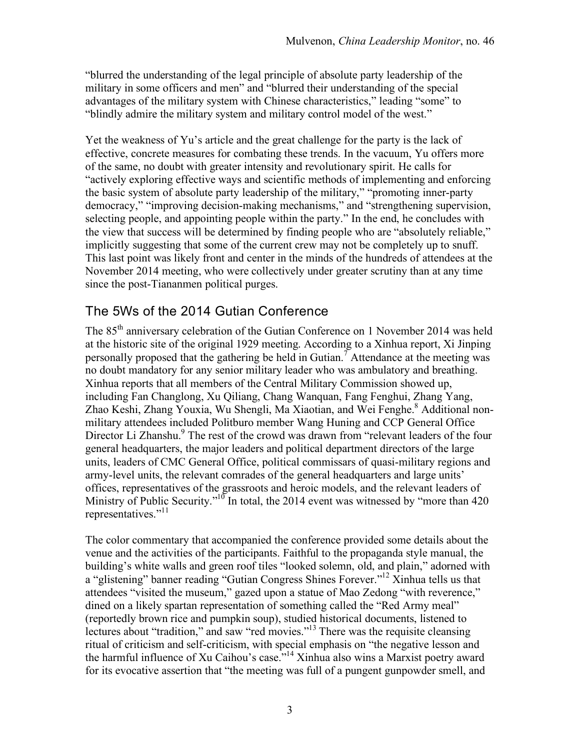"blurred the understanding of the legal principle of absolute party leadership of the military in some officers and men" and "blurred their understanding of the special advantages of the military system with Chinese characteristics," leading "some" to "blindly admire the military system and military control model of the west."

Yet the weakness of Yu's article and the great challenge for the party is the lack of effective, concrete measures for combating these trends. In the vacuum, Yu offers more of the same, no doubt with greater intensity and revolutionary spirit. He calls for "actively exploring effective ways and scientific methods of implementing and enforcing the basic system of absolute party leadership of the military," "promoting inner-party democracy," "improving decision-making mechanisms," and "strengthening supervision, selecting people, and appointing people within the party." In the end, he concludes with the view that success will be determined by finding people who are "absolutely reliable," implicitly suggesting that some of the current crew may not be completely up to snuff. This last point was likely front and center in the minds of the hundreds of attendees at the November 2014 meeting, who were collectively under greater scrutiny than at any time since the post-Tiananmen political purges.

## The 5Ws of the 2014 Gutian Conference

The 85th anniversary celebration of the Gutian Conference on 1 November 2014 was held at the historic site of the original 1929 meeting. According to a Xinhua report, Xi Jinping personally proposed that the gathering be held in Gutian.[7] Attendance at the meeting was no doubt mandatory for any senior military leader who was ambulatory and breathing. Xinhua reports that all members of the Central Military Commission showed up, including Fan Changlong, Xu Qiliang, Chang Wanquan, Fang Fenghui, Zhang Yang, Zhao Keshi, Zhang Youxia, Wu Shengli, Ma Xiaotian, and Wei Fenghe.[8] Additional non-military attendees included Politburo member Wang Huning and CCP General Office Director Li Zhanshu.[9] The rest of the crowd was drawn from "relevant leaders of the four general headquarters, the major leaders and political department directors of the large units, leaders of CMC General Office, political commissars of quasi-military regions and army-level units, the relevant comrades of the general headquarters and large units' offices, representatives of the grassroots and heroic models, and the relevant leaders of Ministry of Public Security."[10] In total, the 2014 event was witnessed by "more than 420 representatives."[11]

The color commentary that accompanied the conference provided some details about the venue and the activities of the participants. Faithful to the propaganda style manual, the building's white walls and green roof tiles "looked solemn, old, and plain," adorned with a "glistening" banner reading "Gutian Congress Shines Forever."[12] Xinhua tells us that attendees "visited the museum," gazed upon a statue of Mao Zedong "with reverence," dined on a likely spartan representation of something called the "Red Army meal" (reportedly brown rice and pumpkin soup), studied historical documents, listened to lectures about "tradition," and saw "red movies."[13] There was the requisite cleansing ritual of criticism and self-criticism, with special emphasis on "the negative lesson and the harmful influence of Xu Caihou's case."[14] Xinhua also wins a Marxist poetry award for its evocative assertion that "the meeting was full of a pungent gunpowder smell, and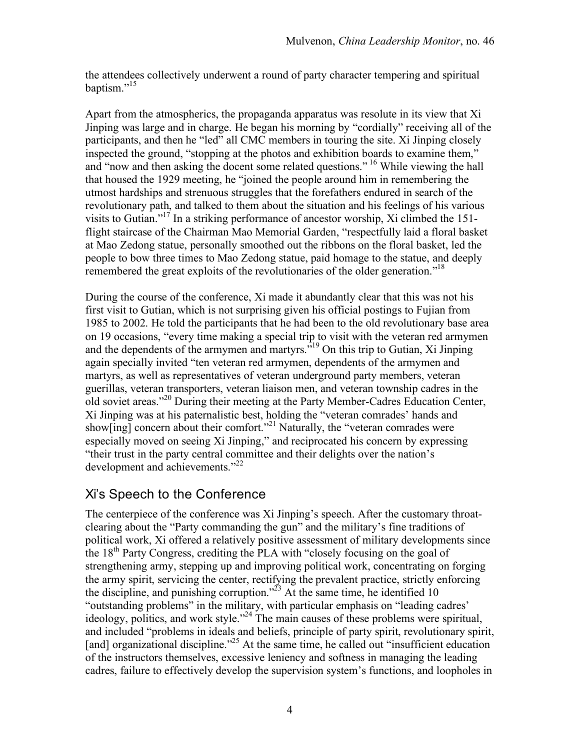the attendees collectively underwent a round of party character tempering and spiritual baptism."[15]

Apart from the atmospherics, the propaganda apparatus was resolute in its view that Xi Jinping was large and in charge. He began his morning by "cordially" receiving all of the participants, and then he "led" all CMC members in touring the site. Xi Jinping closely inspected the ground, "stopping at the photos and exhibition boards to examine them," and "now and then asking the docent some related questions." [16] While viewing the hall that housed the 1929 meeting, he "joined the people around him in remembering the utmost hardships and strenuous struggles that the forefathers endured in search of the revolutionary path, and talked to them about the situation and his feelings of his various visits to Gutian."[17] In a striking performance of ancestor worship, Xi climbed the 151-flight staircase of the Chairman Mao Memorial Garden, "respectfully laid a floral basket at Mao Zedong statue, personally smoothed out the ribbons on the floral basket, led the people to bow three times to Mao Zedong statue, paid homage to the statue, and deeply remembered the great exploits of the revolutionaries of the older generation."[18]

During the course of the conference, Xi made it abundantly clear that this was not his first visit to Gutian, which is not surprising given his official postings to Fujian from 1985 to 2002. He told the participants that he had been to the old revolutionary base area on 19 occasions, "every time making a special trip to visit with the veteran red armymen and the dependents of the armymen and martyrs."[19] On this trip to Gutian, Xi Jinping again specially invited "ten veteran red armymen, dependents of the armymen and martyrs, as well as representatives of veteran underground party members, veteran guerillas, veteran transporters, veteran liaison men, and veteran township cadres in the old soviet areas."[20] During their meeting at the Party Member-Cadres Education Center, Xi Jinping was at his paternalistic best, holding the "veteran comrades' hands and show[ing] concern about their comfort."[21] Naturally, the "veteran comrades were especially moved on seeing Xi Jinping," and reciprocated his concern by expressing "their trust in the party central committee and their delights over the nation's development and achievements."[22]

## Xi's Speech to the Conference

The centerpiece of the conference was Xi Jinping's speech. After the customary throat-clearing about the "Party commanding the gun" and the military's fine traditions of political work, Xi offered a relatively positive assessment of military developments since the 18th Party Congress, crediting the PLA with "closely focusing on the goal of strengthening army, stepping up and improving political work, concentrating on forging the army spirit, servicing the center, rectifying the prevalent practice, strictly enforcing the discipline, and punishing corruption."[23] At the same time, he identified 10 "outstanding problems" in the military, with particular emphasis on "leading cadres' ideology, politics, and work style."[24] The main causes of these problems were spiritual, and included "problems in ideals and beliefs, principle of party spirit, revolutionary spirit, [and] organizational discipline."[25] At the same time, he called out "insufficient education of the instructors themselves, excessive leniency and softness in managing the leading cadres, failure to effectively develop the supervision system's functions, and loopholes in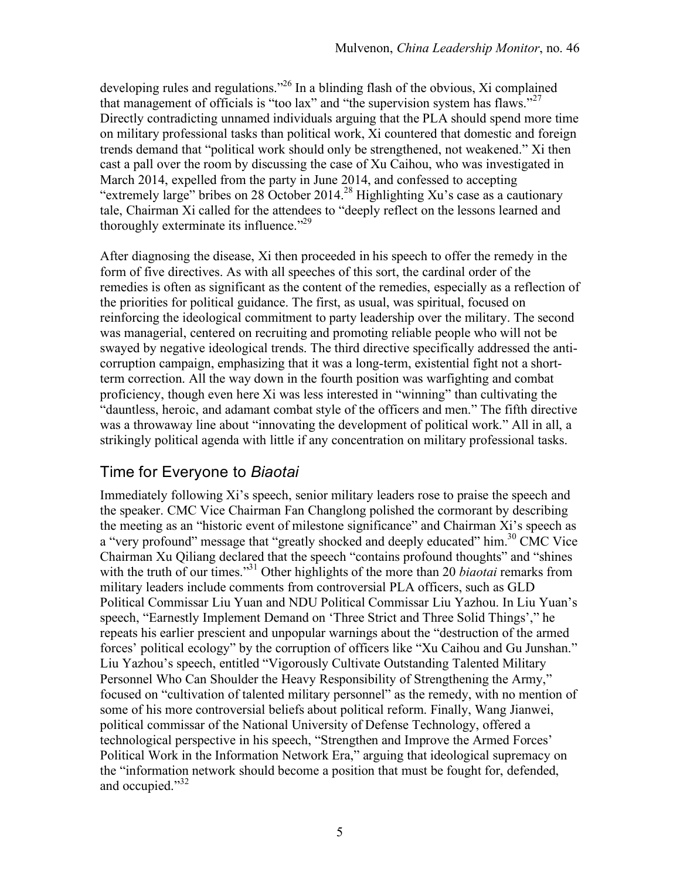developing rules and regulations."[26] In a blinding flash of the obvious, Xi complained that management of officials is "too lax" and "the supervision system has flaws."[27] Directly contradicting unnamed individuals arguing that the PLA should spend more time on military professional tasks than political work, Xi countered that domestic and foreign trends demand that "political work should only be strengthened, not weakened." Xi then cast a pall over the room by discussing the case of Xu Caihou, who was investigated in March 2014, expelled from the party in June 2014, and confessed to accepting "extremely large" bribes on 28 October 2014.[28] Highlighting Xu's case as a cautionary tale, Chairman Xi called for the attendees to "deeply reflect on the lessons learned and thoroughly exterminate its influence."[29]

After diagnosing the disease, Xi then proceeded in his speech to offer the remedy in the form of five directives. As with all speeches of this sort, the cardinal order of the remedies is often as significant as the content of the remedies, especially as a reflection of the priorities for political guidance. The first, as usual, was spiritual, focused on reinforcing the ideological commitment to party leadership over the military. The second was managerial, centered on recruiting and promoting reliable people who will not be swayed by negative ideological trends. The third directive specifically addressed the anti-corruption campaign, emphasizing that it was a long-term, existential fight not a short-term correction. All the way down in the fourth position was warfighting and combat proficiency, though even here Xi was less interested in "winning" than cultivating the "dauntless, heroic, and adamant combat style of the officers and men." The fifth directive was a throwaway line about "innovating the development of political work." All in all, a strikingly political agenda with little if any concentration on military professional tasks.

## Time for Everyone to *Biaotai*

Immediately following Xi's speech, senior military leaders rose to praise the speech and the speaker. CMC Vice Chairman Fan Changlong polished the cormorant by describing the meeting as an "historic event of milestone significance" and Chairman Xi's speech as a "very profound" message that "greatly shocked and deeply educated" him.[30] CMC Vice Chairman Xu Qiliang declared that the speech "contains profound thoughts" and "shines with the truth of our times."[31] Other highlights of the more than 20 *biaotai* remarks from military leaders include comments from controversial PLA officers, such as GLD Political Commissar Liu Yuan and NDU Political Commissar Liu Yazhou. In Liu Yuan's speech, "Earnestly Implement Demand on 'Three Strict and Three Solid Things'," he repeats his earlier prescient and unpopular warnings about the "destruction of the armed forces' political ecology" by the corruption of officers like "Xu Caihou and Gu Junshan." Liu Yazhou's speech, entitled "Vigorously Cultivate Outstanding Talented Military Personnel Who Can Shoulder the Heavy Responsibility of Strengthening the Army," focused on "cultivation of talented military personnel" as the remedy, with no mention of some of his more controversial beliefs about political reform. Finally, Wang Jianwei, political commissar of the National University of Defense Technology, offered a technological perspective in his speech, "Strengthen and Improve the Armed Forces' Political Work in the Information Network Era," arguing that ideological supremacy on the "information network should become a position that must be fought for, defended, and occupied."[32]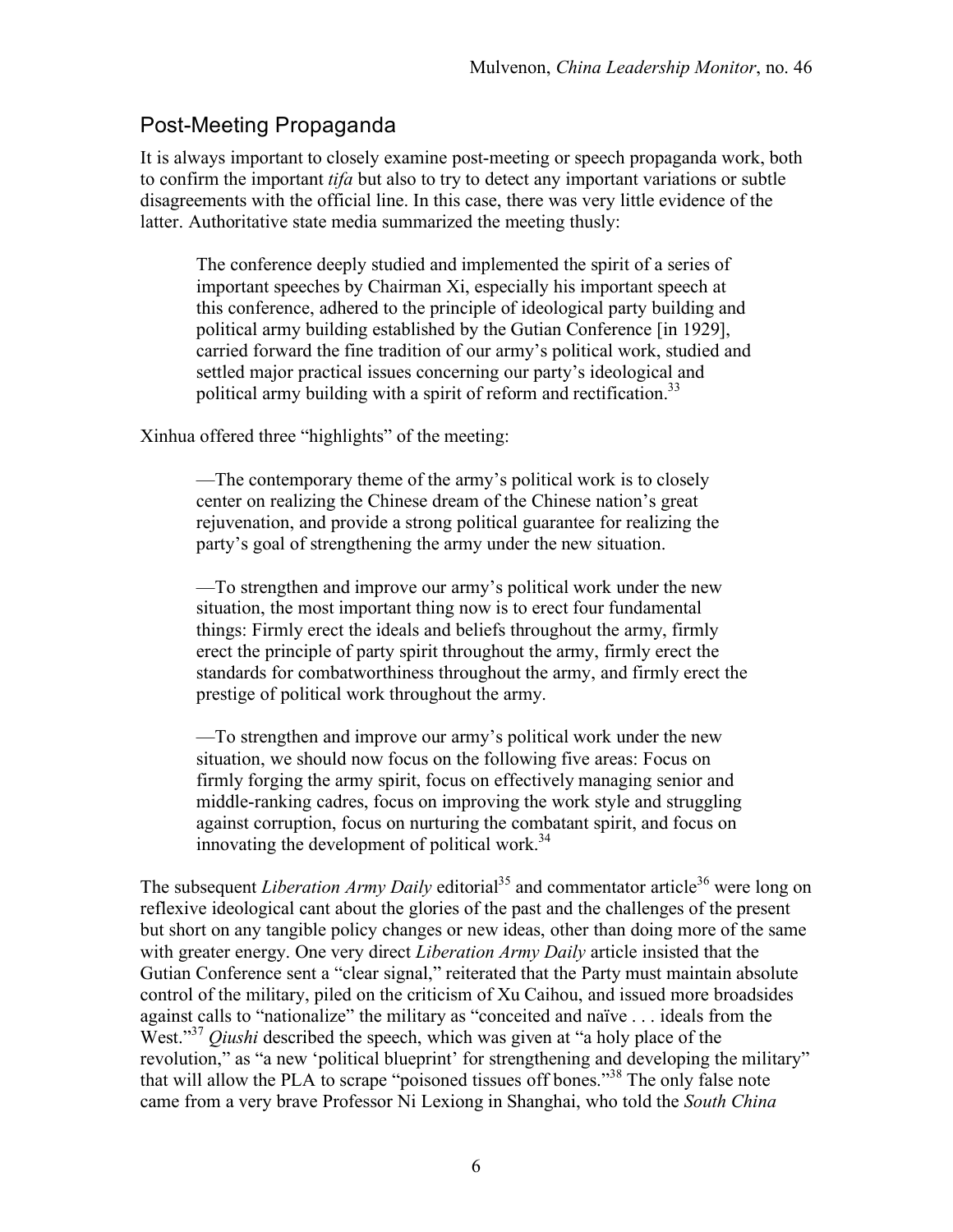## Post-Meeting Propaganda

It is always important to closely examine post-meeting or speech propaganda work, both to confirm the important *tifa* but also to try to detect any important variations or subtle disagreements with the official line. In this case, there was very little evidence of the latter. Authoritative state media summarized the meeting thusly:

> The conference deeply studied and implemented the spirit of a series of important speeches by Chairman Xi, especially his important speech at this conference, adhered to the principle of ideological party building and political army building established by the Gutian Conference [in 1929], carried forward the fine tradition of our army's political work, studied and settled major practical issues concerning our party's ideological and political army building with a spirit of reform and rectification.[33]

Xinhua offered three "highlights" of the meeting:

> —The contemporary theme of the army's political work is to closely center on realizing the Chinese dream of the Chinese nation's great rejuvenation, and provide a strong political guarantee for realizing the party's goal of strengthening the army under the new situation.
>
> —To strengthen and improve our army's political work under the new situation, the most important thing now is to erect four fundamental things: Firmly erect the ideals and beliefs throughout the army, firmly erect the principle of party spirit throughout the army, firmly erect the standards for combatworthiness throughout the army, and firmly erect the prestige of political work throughout the army.
>
> —To strengthen and improve our army's political work under the new situation, we should now focus on the following five areas: Focus on firmly forging the army spirit, focus on effectively managing senior and middle-ranking cadres, focus on improving the work style and struggling against corruption, focus on nurturing the combatant spirit, and focus on innovating the development of political work.[34]

The subsequent *Liberation Army Daily* editorial[35] and commentator article[36] were long on reflexive ideological cant about the glories of the past and the challenges of the present but short on any tangible policy changes or new ideas, other than doing more of the same with greater energy. One very direct *Liberation Army Daily* article insisted that the Gutian Conference sent a "clear signal," reiterated that the Party must maintain absolute control of the military, piled on the criticism of Xu Caihou, and issued more broadsides against calls to "nationalize" the military as "conceited and naïve . . . ideals from the West."[37] *Qiushi* described the speech, which was given at "a holy place of the revolution," as "a new 'political blueprint' for strengthening and developing the military" that will allow the PLA to scrape "poisoned tissues off bones."[38] The only false note came from a very brave Professor Ni Lexiong in Shanghai, who told the *South China*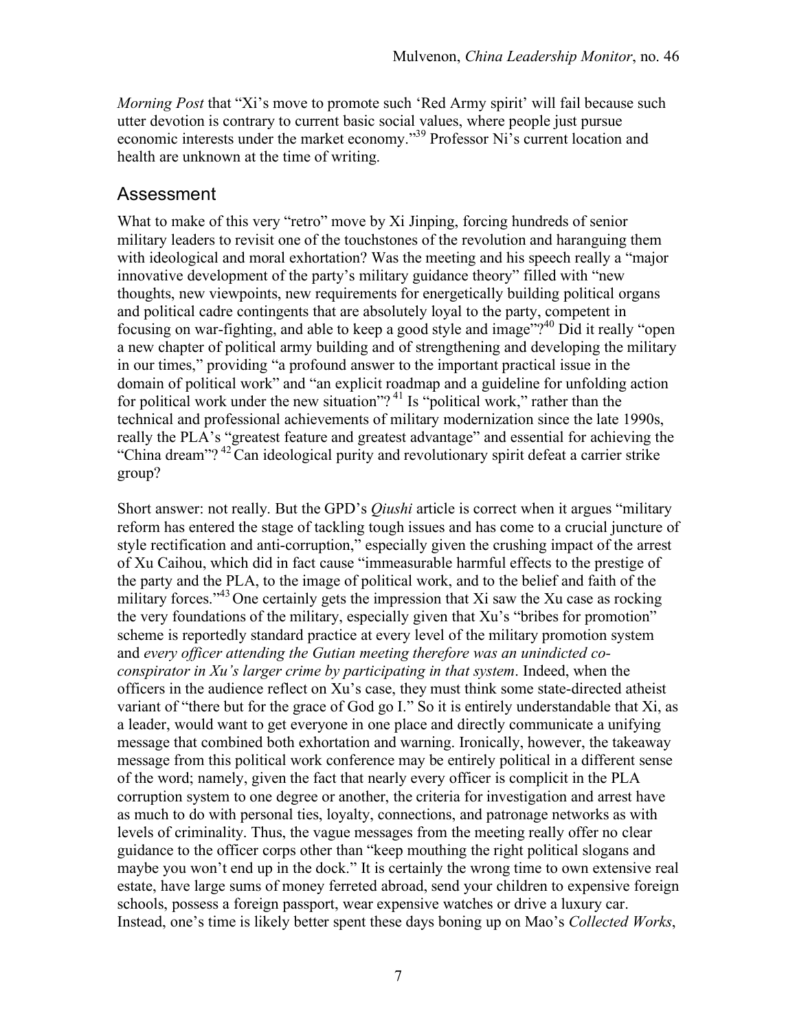*Morning Post* that "Xi's move to promote such 'Red Army spirit' will fail because such utter devotion is contrary to current basic social values, where people just pursue economic interests under the market economy."[39] Professor Ni's current location and health are unknown at the time of writing.

## Assessment

What to make of this very "retro" move by Xi Jinping, forcing hundreds of senior military leaders to revisit one of the touchstones of the revolution and haranguing them with ideological and moral exhortation? Was the meeting and his speech really a "major innovative development of the party's military guidance theory" filled with "new thoughts, new viewpoints, new requirements for energetically building political organs and political cadre contingents that are absolutely loyal to the party, competent in focusing on war-fighting, and able to keep a good style and image"?[40] Did it really "open a new chapter of political army building and of strengthening and developing the military in our times," providing "a profound answer to the important practical issue in the domain of political work" and "an explicit roadmap and a guideline for unfolding action for political work under the new situation"?[41] Is "political work," rather than the technical and professional achievements of military modernization since the late 1990s, really the PLA's "greatest feature and greatest advantage" and essential for achieving the "China dream"?[42] Can ideological purity and revolutionary spirit defeat a carrier strike group?

Short answer: not really. But the GPD's *Qiushi* article is correct when it argues "military reform has entered the stage of tackling tough issues and has come to a crucial juncture of style rectification and anti-corruption," especially given the crushing impact of the arrest of Xu Caihou, which did in fact cause "immeasurable harmful effects to the prestige of the party and the PLA, to the image of political work, and to the belief and faith of the military forces."[43] One certainly gets the impression that Xi saw the Xu case as rocking the very foundations of the military, especially given that Xu's "bribes for promotion" scheme is reportedly standard practice at every level of the military promotion system and *every officer attending the Gutian meeting therefore was an unindicted co-conspirator in Xu's larger crime by participating in that system*. Indeed, when the officers in the audience reflect on Xu's case, they must think some state-directed atheist variant of "there but for the grace of God go I." So it is entirely understandable that Xi, as a leader, would want to get everyone in one place and directly communicate a unifying message that combined both exhortation and warning. Ironically, however, the takeaway message from this political work conference may be entirely political in a different sense of the word; namely, given the fact that nearly every officer is complicit in the PLA corruption system to one degree or another, the criteria for investigation and arrest have as much to do with personal ties, loyalty, connections, and patronage networks as with levels of criminality. Thus, the vague messages from the meeting really offer no clear guidance to the officer corps other than "keep mouthing the right political slogans and maybe you won't end up in the dock." It is certainly the wrong time to own extensive real estate, have large sums of money ferreted abroad, send your children to expensive foreign schools, possess a foreign passport, wear expensive watches or drive a luxury car. Instead, one's time is likely better spent these days boning up on Mao's *Collected Works*,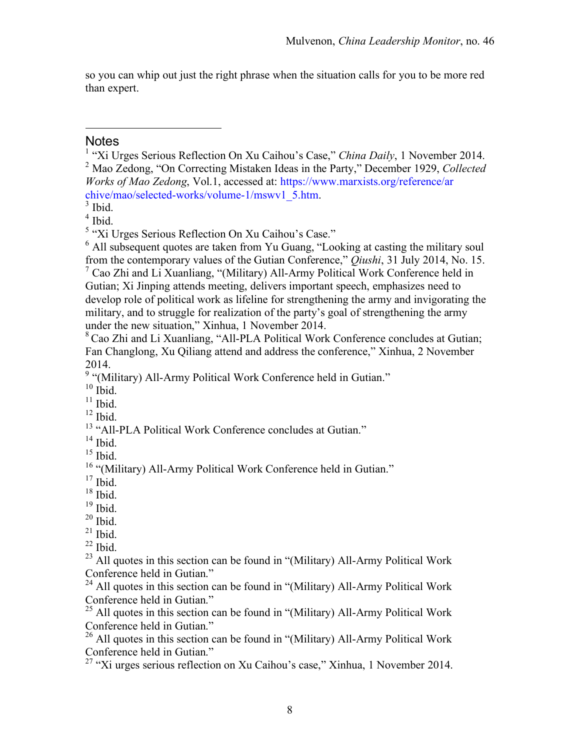so you can whip out just the right phrase when the situation calls for you to be more red than expert.

---

## Notes

[1] "Xi Urges Serious Reflection On Xu Caihou's Case," *China Daily*, 1 November 2014.
[2] Mao Zedong, "On Correcting Mistaken Ideas in the Party," December 1929, *Collected Works of Mao Zedong*, Vol.1, accessed at: https://www.marxists.org/reference/archive/mao/selected-works/volume-1/mswv1_5.htm.
[3] Ibid.
[4] Ibid.
[5] "Xi Urges Serious Reflection On Xu Caihou's Case."
[6] All subsequent quotes are taken from Yu Guang, "Looking at casting the military soul from the contemporary values of the Gutian Conference," *Qiushi*, 31 July 2014, No. 15.
[7] Cao Zhi and Li Xuanliang, "(Military) All-Army Political Work Conference held in Gutian; Xi Jinping attends meeting, delivers important speech, emphasizes need to develop role of political work as lifeline for strengthening the army and invigorating the military, and to struggle for realization of the party's goal of strengthening the army under the new situation," Xinhua, 1 November 2014.
[8] Cao Zhi and Li Xuanliang, "All-PLA Political Work Conference concludes at Gutian; Fan Changlong, Xu Qiliang attend and address the conference," Xinhua, 2 November 2014.
[9] "(Military) All-Army Political Work Conference held in Gutian."
[10] Ibid.
[11] Ibid.
[12] Ibid.
[13] "All-PLA Political Work Conference concludes at Gutian."
[14] Ibid.
[15] Ibid.
[16] "(Military) All-Army Political Work Conference held in Gutian."
[17] Ibid.
[18] Ibid.
[19] Ibid.
[20] Ibid.
[21] Ibid.
[22] Ibid.
[23] All quotes in this section can be found in "(Military) All-Army Political Work Conference held in Gutian."
[24] All quotes in this section can be found in "(Military) All-Army Political Work Conference held in Gutian."
[25] All quotes in this section can be found in "(Military) All-Army Political Work Conference held in Gutian."
[26] All quotes in this section can be found in "(Military) All-Army Political Work Conference held in Gutian."
[27] "Xi urges serious reflection on Xu Caihou's case," Xinhua, 1 November 2014.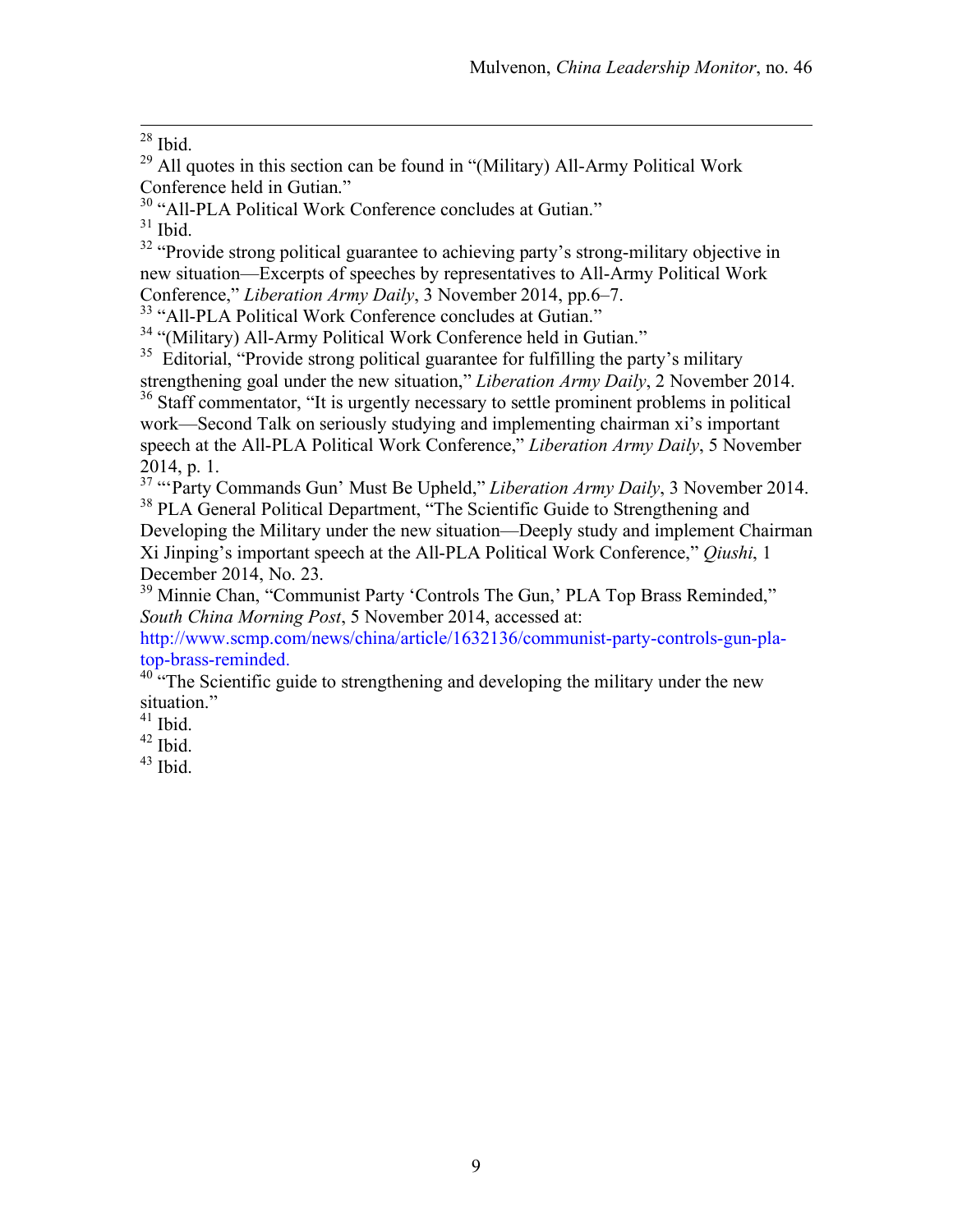[28] Ibid.

[29] All quotes in this section can be found in "(Military) All-Army Political Work Conference held in Gutian."

[30] "All-PLA Political Work Conference concludes at Gutian."

[31] Ibid.

[32] "Provide strong political guarantee to achieving party's strong-military objective in new situation—Excerpts of speeches by representatives to All-Army Political Work Conference," *Liberation Army Daily*, 3 November 2014, pp.6–7.

[33] "All-PLA Political Work Conference concludes at Gutian."

[34] "(Military) All-Army Political Work Conference held in Gutian."

[35] Editorial, "Provide strong political guarantee for fulfilling the party's military strengthening goal under the new situation," *Liberation Army Daily*, 2 November 2014.

[36] Staff commentator, "It is urgently necessary to settle prominent problems in political work—Second Talk on seriously studying and implementing chairman xi's important speech at the All-PLA Political Work Conference," *Liberation Army Daily*, 5 November 2014, p. 1.

[37] "'Party Commands Gun' Must Be Upheld," *Liberation Army Daily*, 3 November 2014.

[38] PLA General Political Department, "The Scientific Guide to Strengthening and Developing the Military under the new situation—Deeply study and implement Chairman Xi Jinping's important speech at the All-PLA Political Work Conference," *Qiushi*, 1 December 2014, No. 23.

[39] Minnie Chan, "Communist Party 'Controls The Gun,' PLA Top Brass Reminded," *South China Morning Post*, 5 November 2014, accessed at: http://www.scmp.com/news/china/article/1632136/communist-party-controls-gun-pla-top-brass-reminded.

[40] "The Scientific guide to strengthening and developing the military under the new situation."

[41] Ibid.

[42] Ibid.

[43] Ibid.